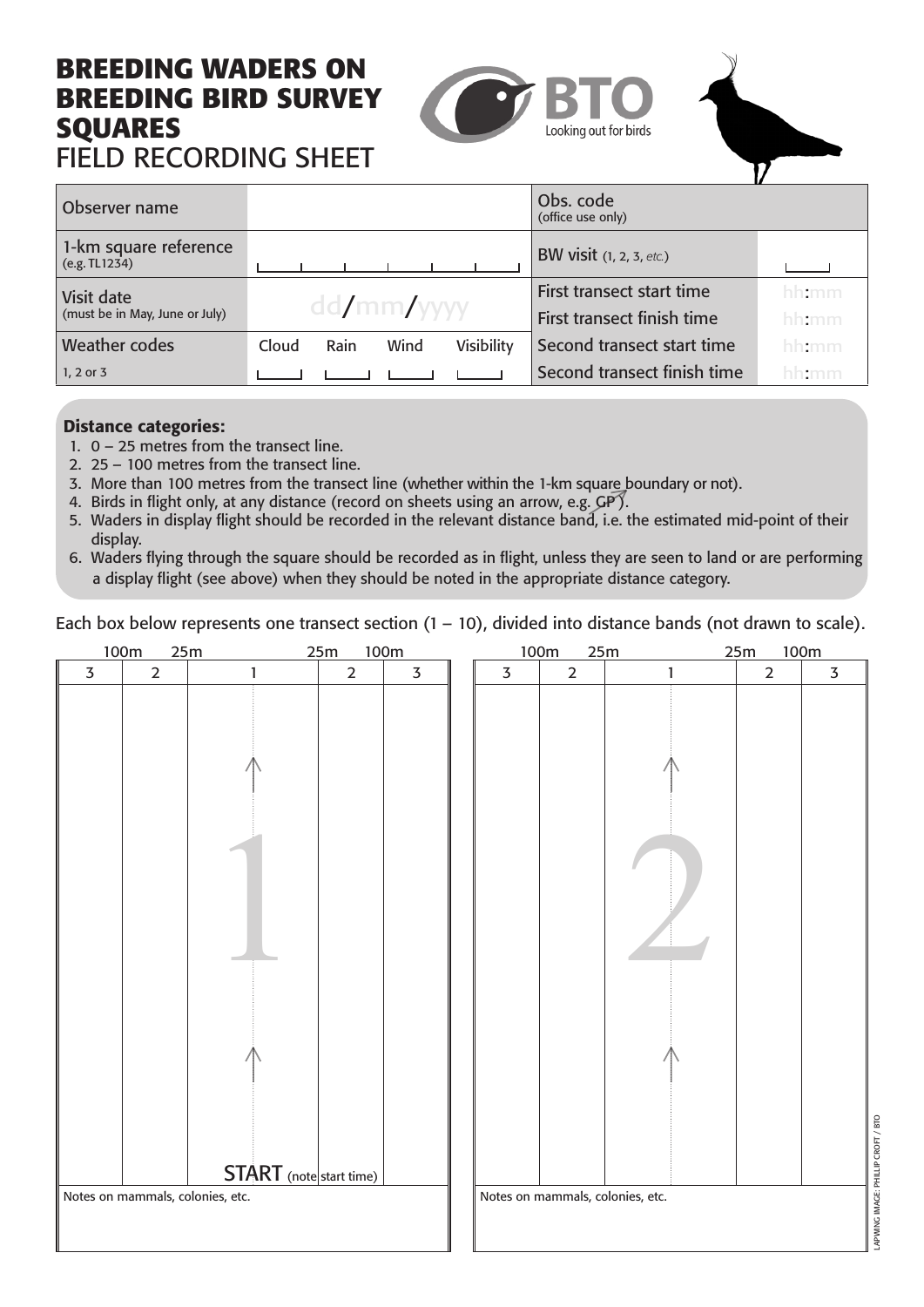# BREEDING WADERS ON BREEDING BIRD SURVEY SQUARES

FIELD RECORDING SHEET

BTO Looking out for birds

| Observer name | | Obs. code (office use only) | |
|---|---|---|---|
| 1-km square reference (e.g. TL1234) | | BW visit (1, 2, 3, *etc.*) | |
| Visit date (must be in May, June or July) | dd/mm/yyyy | First transect start time | hh:mm |
| | | First transect finish time | hh:mm |
| Weather codes | Cloud Rain Wind Visibility | Second transect start time | hh:mm |
| 1, 2 or 3 | | Second transect finish time | hh:mm |

**Distance categories:**

1. 0 – 25 metres from the transect line.
2. 25 – 100 metres from the transect line.
3. More than 100 metres from the transect line (whether within the 1-km square boundary or not).
4. Birds in flight only, at any distance (record on sheets using an arrow, e.g. GP↗).
5. Waders in display flight should be recorded in the relevant distance band, i.e. the estimated mid-point of their display.
6. Waders flying through the square should be recorded as in flight, unless they are seen to land or are performing a display flight (see above) when they should be noted in the appropriate distance category.

Each box below represents one transect section (1 – 10), divided into distance bands (not drawn to scale).

**Transect section 1**

| 3 (100m) | 2 (25m) | 1 | 2 (25m) | 3 (100m) |
|---|---|---|---|---|
| | | START (note start time) | | |

Notes on mammals, colonies, etc.

**Transect section 2**

| 3 (100m) | 2 (25m) | 1 | 2 (25m) | 3 (100m) |
|---|---|---|---|---|
| | | | | |

Notes on mammals, colonies, etc.

LAPWING IMAGE: PHILLIP CROFT / BTO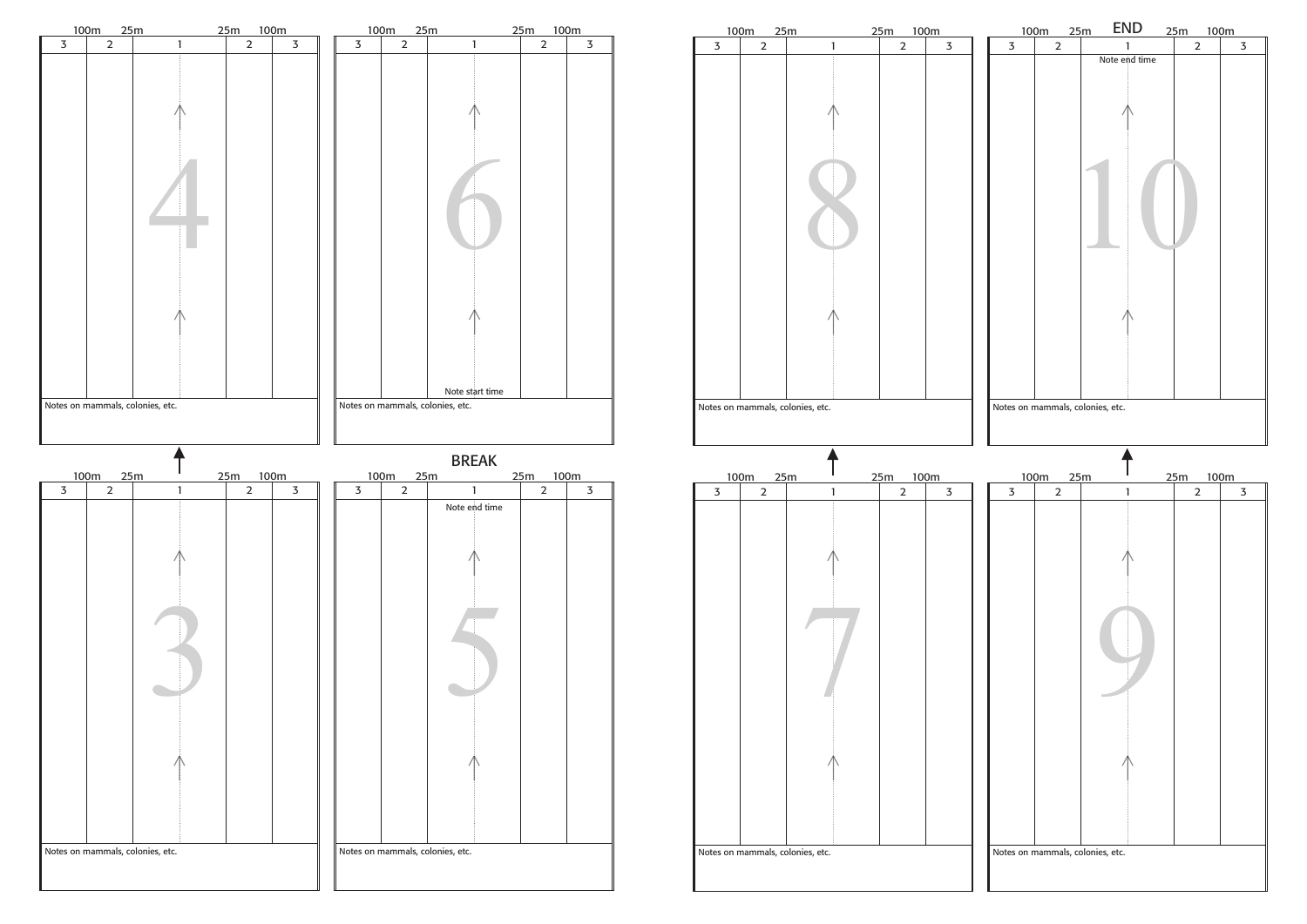| 3 | 2 | 1 | 2 | 3 |
|---|---|---|---|---|
| 100m | 25m | | 25m | 100m |

**4**

Notes on mammals, colonies, etc.

| 3 | 2 | 1 | 2 | 3 |
|---|---|---|---|---|
| 100m | 25m | | 25m | 100m |

**3**

Notes on mammals, colonies, etc.

| 3 | 2 | 1 | 2 | 3 |
|---|---|---|---|---|
| 100m | 25m | | 25m | 100m |

**6**

Note start time

Notes on mammals, colonies, etc.

BREAK

| 3 | 2 | 1 | 2 | 3 |
|---|---|---|---|---|
| 100m | 25m | | 25m | 100m |

**5**

Note end time

Notes on mammals, colonies, etc.

| 3 | 2 | 1 | 2 | 3 |
|---|---|---|---|---|
| 100m | 25m | | 25m | 100m |

**8**

Notes on mammals, colonies, etc.

| 3 | 2 | 1 | 2 | 3 |
|---|---|---|---|---|
| 100m | 25m | | 25m | 100m |

**7**

Notes on mammals, colonies, etc.

END

| 3 | 2 | 1 | 2 | 3 |
|---|---|---|---|---|
| 100m | 25m | | 25m | 100m |

**10**

Note end time

Notes on mammals, colonies, etc.

| 3 | 2 | 1 | 2 | 3 |
|---|---|---|---|---|
| 100m | 25m | | 25m | 100m |

**9**

Notes on mammals, colonies, etc.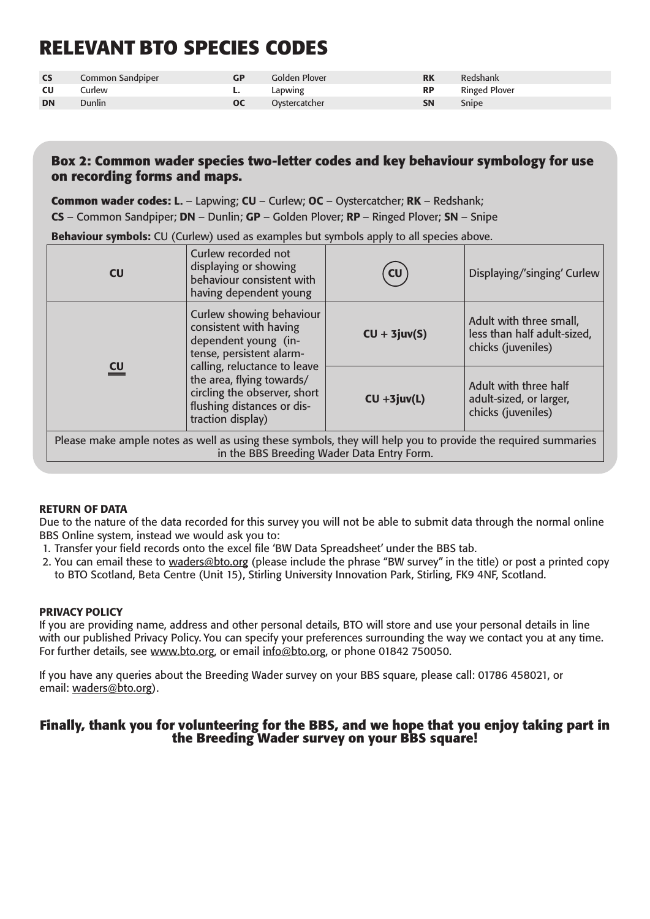# RELEVANT BTO SPECIES CODES

| | | | | | |
|---|---|---|---|---|---|
| **CS** | Common Sandpiper | **GP** | Golden Plover | **RK** | Redshank |
| **CU** | Curlew | **L.** | Lapwing | **RP** | Ringed Plover |
| **DN** | Dunlin | **OC** | Oystercatcher | **SN** | Snipe |

## Box 2: Common wader species two-letter codes and key behaviour symbology for use on recording forms and maps.

**Common wader codes: L.** – Lapwing; **CU** – Curlew; **OC** – Oystercatcher; **RK** – Redshank; **CS** – Common Sandpiper; **DN** – Dunlin; **GP** – Golden Plover; **RP** – Ringed Plover; **SN** – Snipe

**Behaviour symbols:** CU (Curlew) used as examples but symbols apply to all species above.

| | | | |
|---|---|---|---|
| **CU** | Curlew recorded not displaying or showing behaviour consistent with having dependent young | **CU** (circled) | Displaying/'singing' Curlew |
| **CU** (double underlined) | Curlew showing behaviour consistent with having dependent young (intense, persistent alarm-calling, reluctance to leave the area, flying towards/ circling the observer, short flushing distances or distraction display) | **CU + 3juv(S)** | Adult with three small, less than half adult-sized, chicks (juveniles) |
| | | **CU +3juv(L)** | Adult with three half adult-sized, or larger, chicks (juveniles) |
| Please make ample notes as well as using these symbols, they will help you to provide the required summaries in the BBS Breeding Wader Data Entry Form. | | | |

**RETURN OF DATA**

Due to the nature of the data recorded for this survey you will not be able to submit data through the normal online BBS Online system, instead we would ask you to:

1. Transfer your field records onto the excel file 'BW Data Spreadsheet' under the BBS tab.
2. You can email these to waders@bto.org (please include the phrase "BW survey" in the title) or post a printed copy to BTO Scotland, Beta Centre (Unit 15), Stirling University Innovation Park, Stirling, FK9 4NF, Scotland.

**PRIVACY POLICY**

If you are providing name, address and other personal details, BTO will store and use your personal details in line with our published Privacy Policy. You can specify your preferences surrounding the way we contact you at any time. For further details, see www.bto.org, or email info@bto.org, or phone 01842 750050.

If you have any queries about the Breeding Wader survey on your BBS square, please call: 01786 458021, or email: waders@bto.org).

**Finally, thank you for volunteering for the BBS, and we hope that you enjoy taking part in the Breeding Wader survey on your BBS square!**